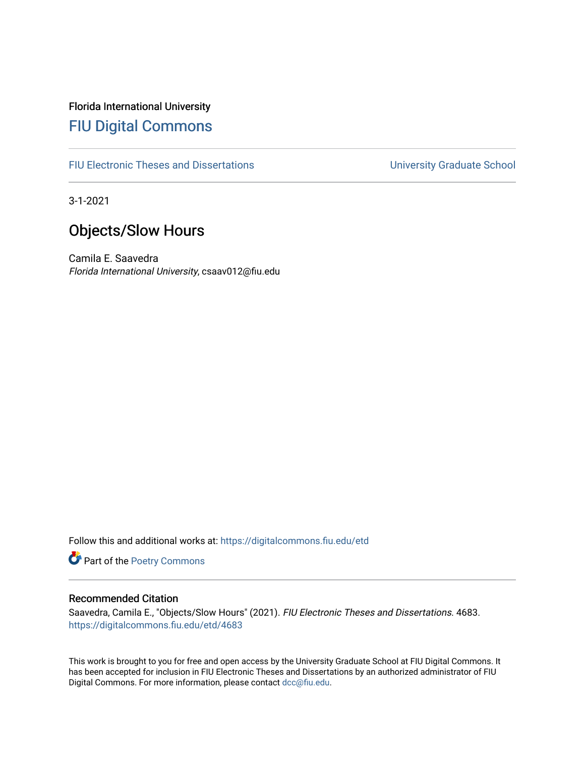Florida International University

# FIU Digital Commons

FIU Electronic Theses and Dissertations | University Graduate School

3-1-2021

## Objects/Slow Hours

Camila E. Saavedra
*Florida International University*, csaav012@fiu.edu

Follow this and additional works at: https://digitalcommons.fiu.edu/etd

Part of the Poetry Commons

### Recommended Citation

Saavedra, Camila E., "Objects/Slow Hours" (2021). *FIU Electronic Theses and Dissertations*. 4683.
https://digitalcommons.fiu.edu/etd/4683

This work is brought to you for free and open access by the University Graduate School at FIU Digital Commons. It has been accepted for inclusion in FIU Electronic Theses and Dissertations by an authorized administrator of FIU Digital Commons. For more information, please contact dcc@fiu.edu.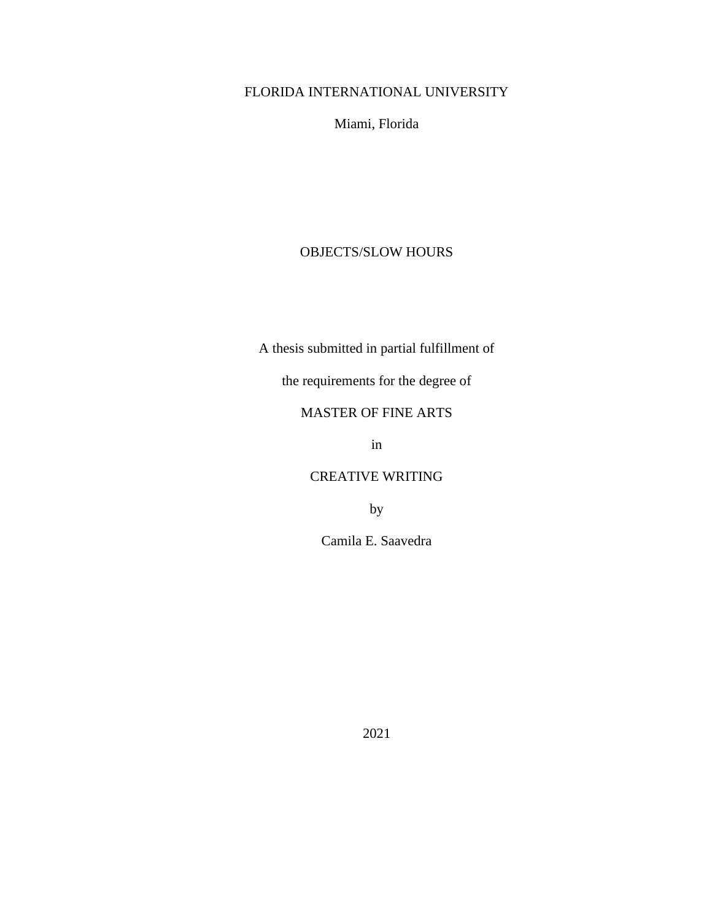FLORIDA INTERNATIONAL UNIVERSITY

Miami, Florida

# OBJECTS/SLOW HOURS

A thesis submitted in partial fulfillment of

the requirements for the degree of

MASTER OF FINE ARTS

in

CREATIVE WRITING

by

Camila E. Saavedra

2021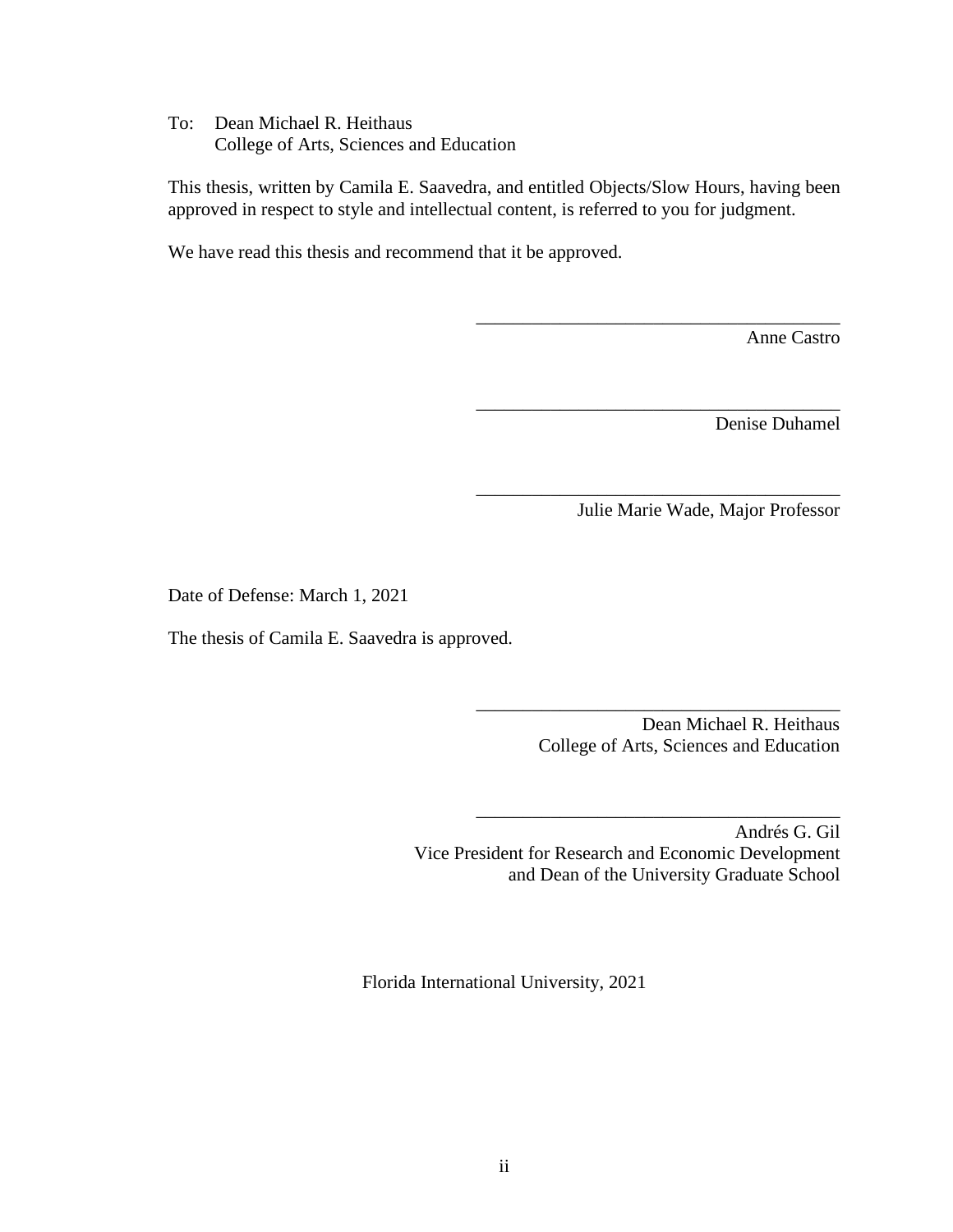To: Dean Michael R. Heithaus
College of Arts, Sciences and Education

This thesis, written by Camila E. Saavedra, and entitled Objects/Slow Hours, having been approved in respect to style and intellectual content, is referred to you for judgment.

We have read this thesis and recommend that it be approved.

\_\_\_\_\_\_\_\_\_\_\_\_\_\_\_\_\_\_\_\_\_\_\_\_\_\_\_\_\_\_\_\_\_\_\_\_\_\_\_
Anne Castro

\_\_\_\_\_\_\_\_\_\_\_\_\_\_\_\_\_\_\_\_\_\_\_\_\_\_\_\_\_\_\_\_\_\_\_\_\_\_\_
Denise Duhamel

\_\_\_\_\_\_\_\_\_\_\_\_\_\_\_\_\_\_\_\_\_\_\_\_\_\_\_\_\_\_\_\_\_\_\_\_\_\_\_
Julie Marie Wade, Major Professor

Date of Defense: March 1, 2021

The thesis of Camila E. Saavedra is approved.

\_\_\_\_\_\_\_\_\_\_\_\_\_\_\_\_\_\_\_\_\_\_\_\_\_\_\_\_\_\_\_\_\_\_\_\_\_\_\_
Dean Michael R. Heithaus
College of Arts, Sciences and Education

\_\_\_\_\_\_\_\_\_\_\_\_\_\_\_\_\_\_\_\_\_\_\_\_\_\_\_\_\_\_\_\_\_\_\_\_\_\_\_
Andrés G. Gil
Vice President for Research and Economic Development
and Dean of the University Graduate School

Florida International University, 2021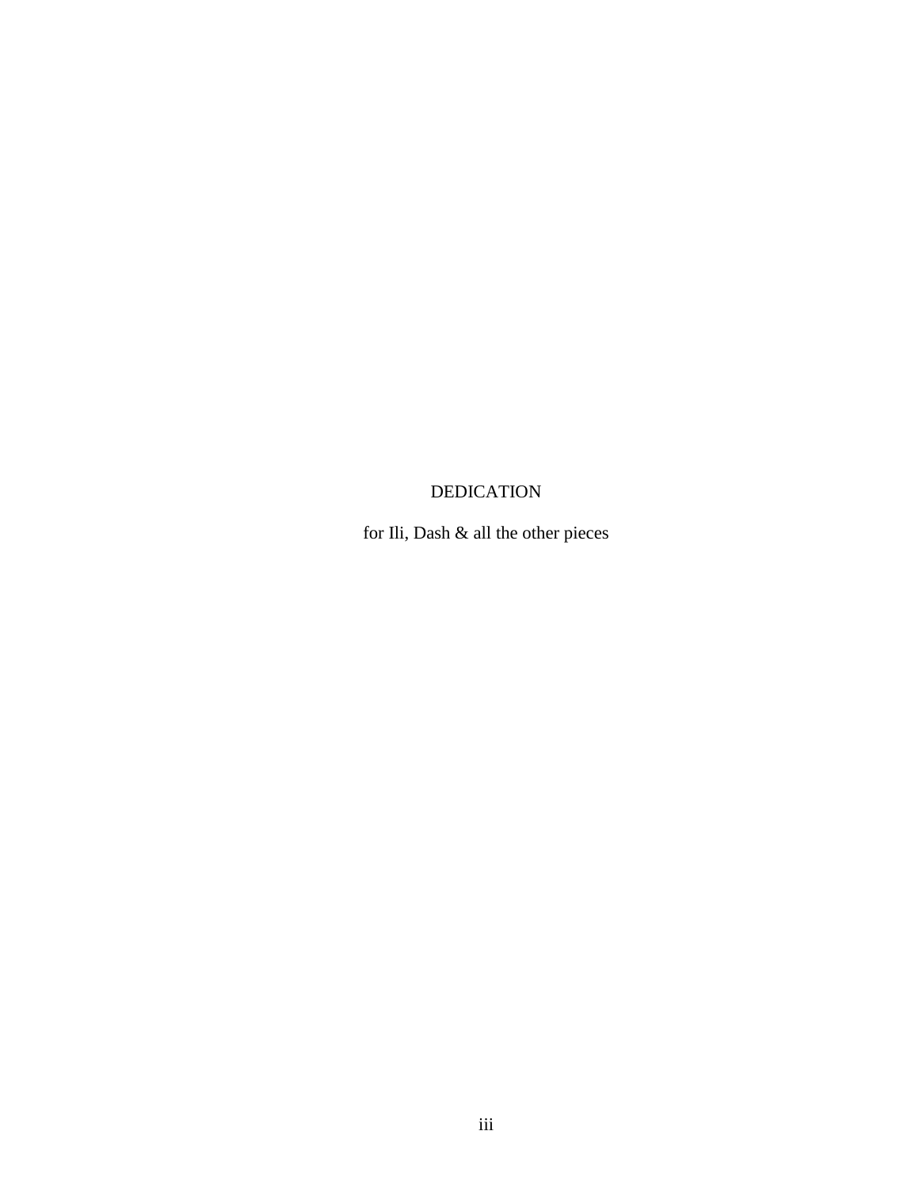# DEDICATION

for Ili, Dash & all the other pieces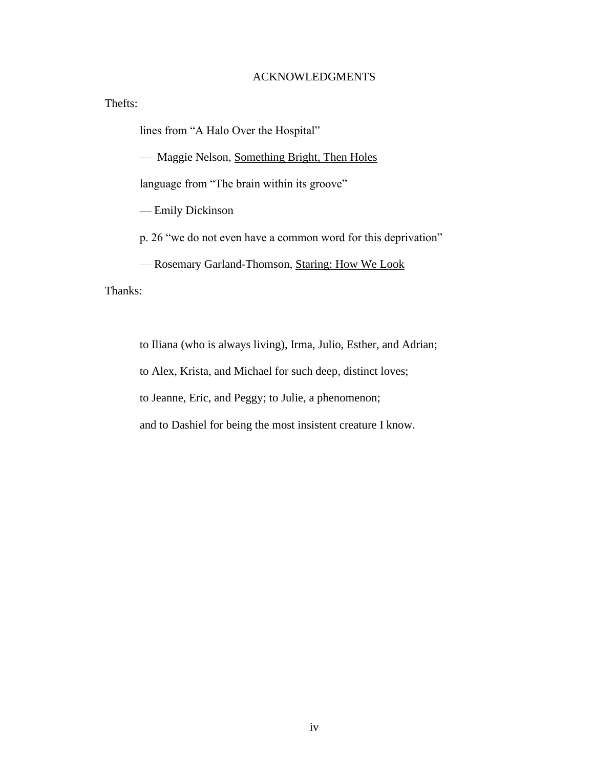# ACKNOWLEDGMENTS

Thefts:

lines from "A Halo Over the Hospital"

— Maggie Nelson, Something Bright, Then Holes

language from "The brain within its groove"

— Emily Dickinson

p. 26 "we do not even have a common word for this deprivation"

— Rosemary Garland-Thomson, Staring: How We Look

Thanks:

to Iliana (who is always living), Irma, Julio, Esther, and Adrian;

to Alex, Krista, and Michael for such deep, distinct loves;

to Jeanne, Eric, and Peggy; to Julie, a phenomenon;

and to Dashiel for being the most insistent creature I know.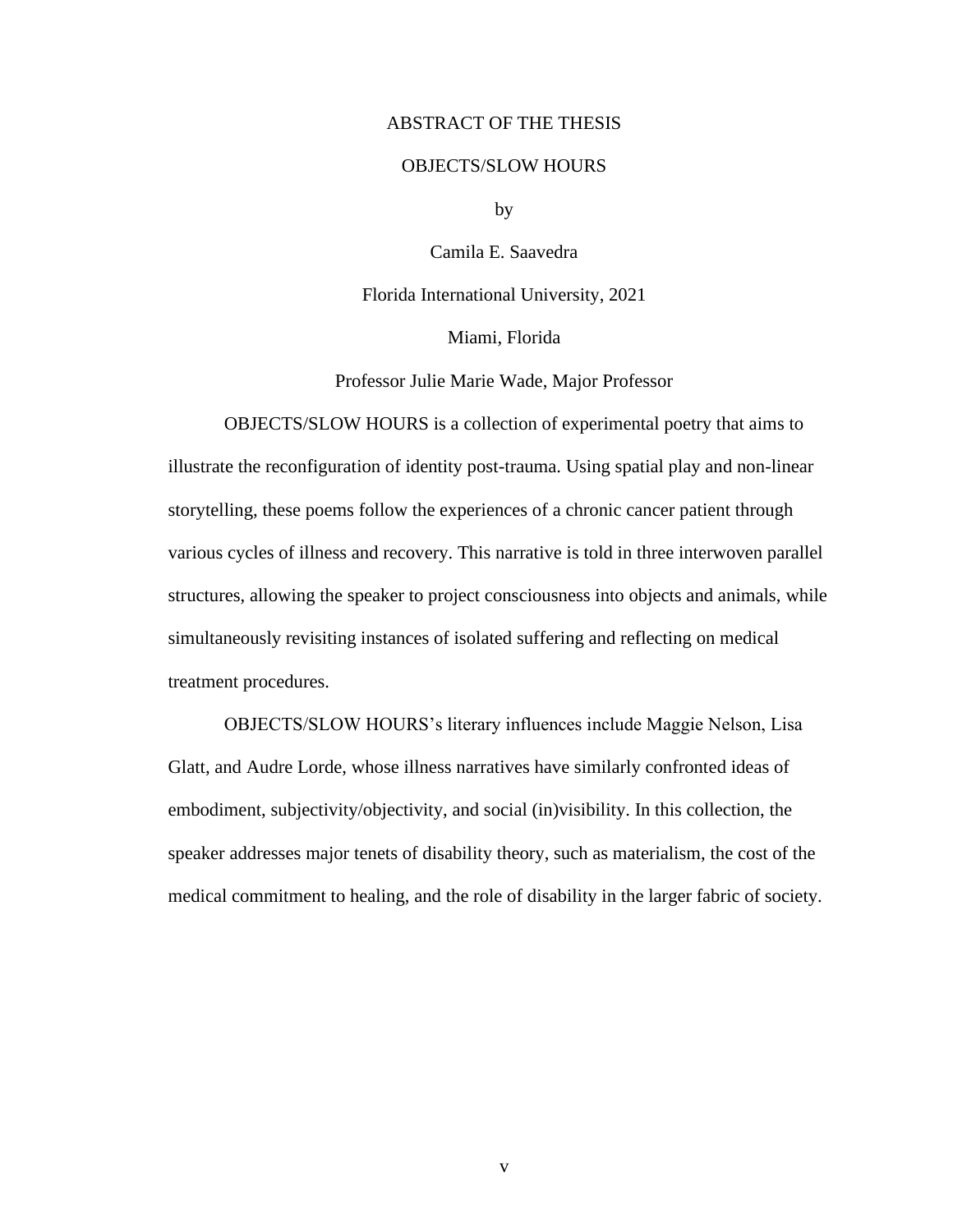# ABSTRACT OF THE THESIS

## OBJECTS/SLOW HOURS

by

Camila E. Saavedra

Florida International University, 2021

Miami, Florida

Professor Julie Marie Wade, Major Professor

OBJECTS/SLOW HOURS is a collection of experimental poetry that aims to illustrate the reconfiguration of identity post-trauma. Using spatial play and non-linear storytelling, these poems follow the experiences of a chronic cancer patient through various cycles of illness and recovery. This narrative is told in three interwoven parallel structures, allowing the speaker to project consciousness into objects and animals, while simultaneously revisiting instances of isolated suffering and reflecting on medical treatment procedures.

OBJECTS/SLOW HOURS's literary influences include Maggie Nelson, Lisa Glatt, and Audre Lorde, whose illness narratives have similarly confronted ideas of embodiment, subjectivity/objectivity, and social (in)visibility. In this collection, the speaker addresses major tenets of disability theory, such as materialism, the cost of the medical commitment to healing, and the role of disability in the larger fabric of society.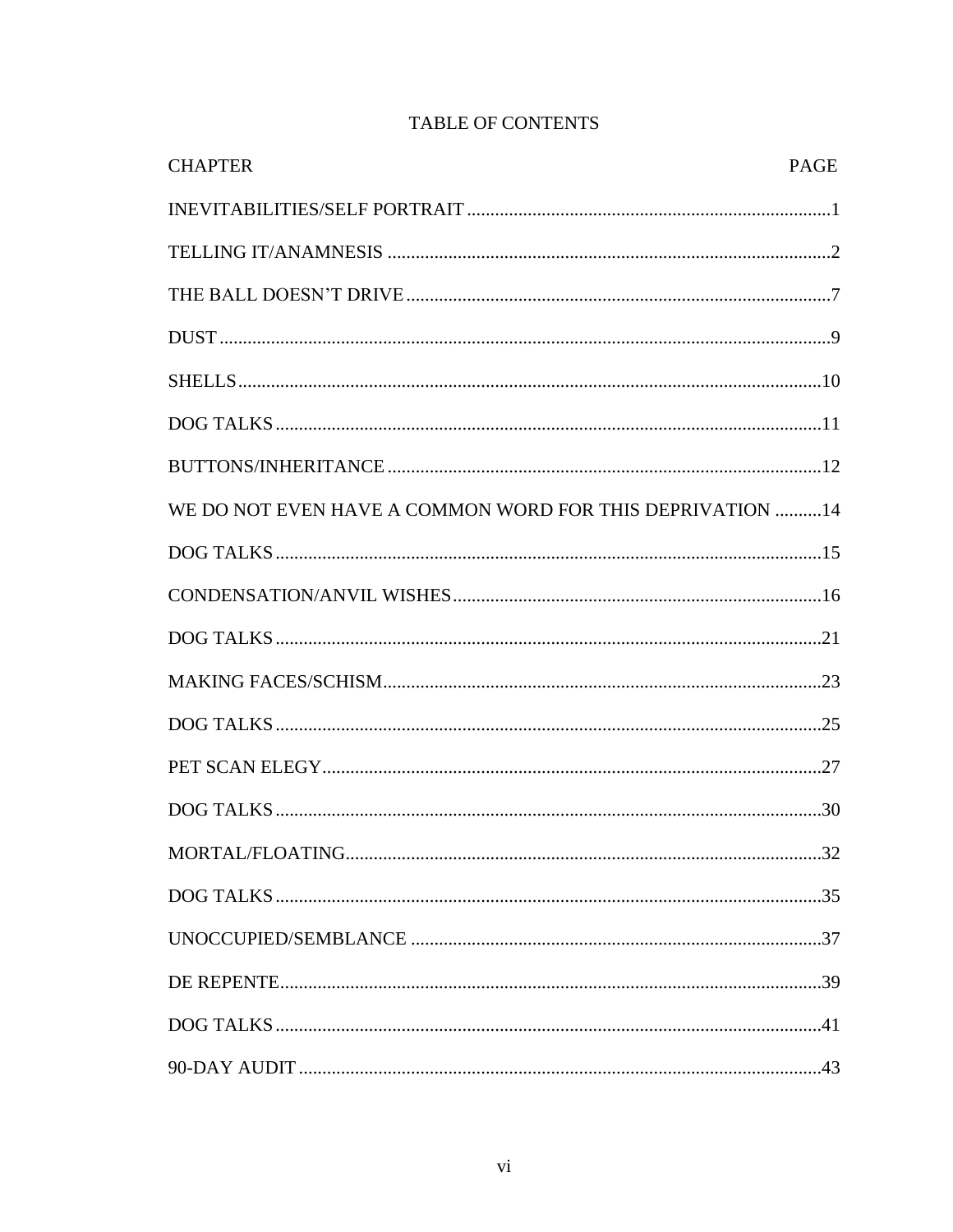# TABLE OF CONTENTS

| CHAPTER | PAGE |
|---|---|
| INEVITABILITIES/SELF PORTRAIT | 1 |
| TELLING IT/ANAMNESIS | 2 |
| THE BALL DOESN'T DRIVE | 7 |
| DUST | 9 |
| SHELLS | 10 |
| DOG TALKS | 11 |
| BUTTONS/INHERITANCE | 12 |
| WE DO NOT EVEN HAVE A COMMON WORD FOR THIS DEPRIVATION | 14 |
| DOG TALKS | 15 |
| CONDENSATION/ANVIL WISHES | 16 |
| DOG TALKS | 21 |
| MAKING FACES/SCHISM | 23 |
| DOG TALKS | 25 |
| PET SCAN ELEGY | 27 |
| DOG TALKS | 30 |
| MORTAL/FLOATING | 32 |
| DOG TALKS | 35 |
| UNOCCUPIED/SEMBLANCE | 37 |
| DE REPENTE | 39 |
| DOG TALKS | 41 |
| 90-DAY AUDIT | 43 |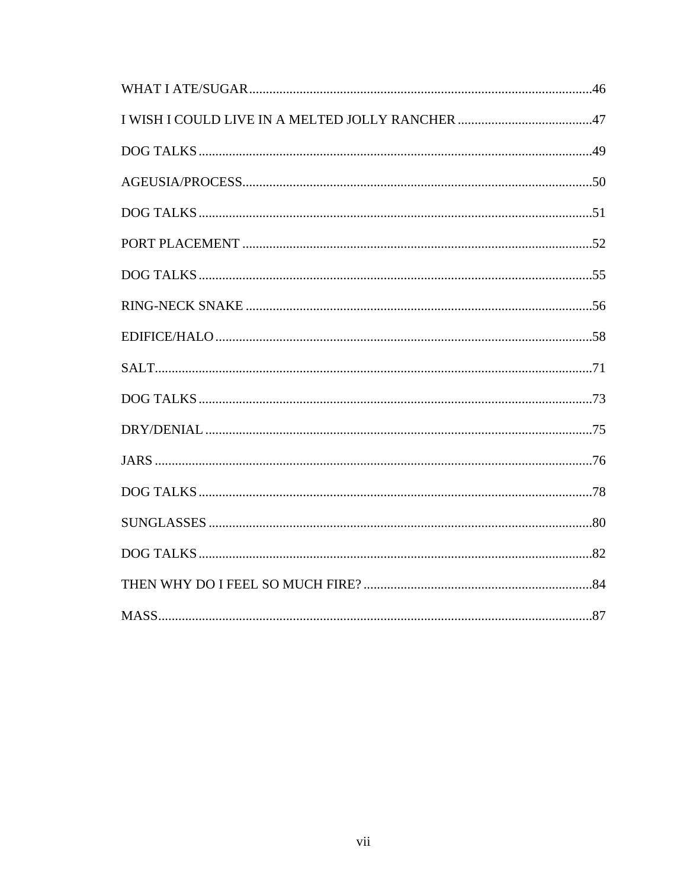WHAT I ATE/SUGAR.....................................................................................................46

I WISH I COULD LIVE IN A MELTED JOLLY RANCHER ........................................47

DOG TALKS ....................................................................................................................49

AGEUSIA/PROCESS.......................................................................................................50

DOG TALKS ....................................................................................................................51

PORT PLACEMENT .......................................................................................................52

DOG TALKS ....................................................................................................................55

RING-NECK SNAKE ......................................................................................................56

EDIFICE/HALO ...............................................................................................................58

SALT.................................................................................................................................71

DOG TALKS ....................................................................................................................73

DRY/DENIAL ..................................................................................................................75

JARS .................................................................................................................................76

DOG TALKS ....................................................................................................................78

SUNGLASSES .................................................................................................................80

DOG TALKS ....................................................................................................................82

THEN WHY DO I FEEL SO MUCH FIRE? ....................................................................84

MASS................................................................................................................................87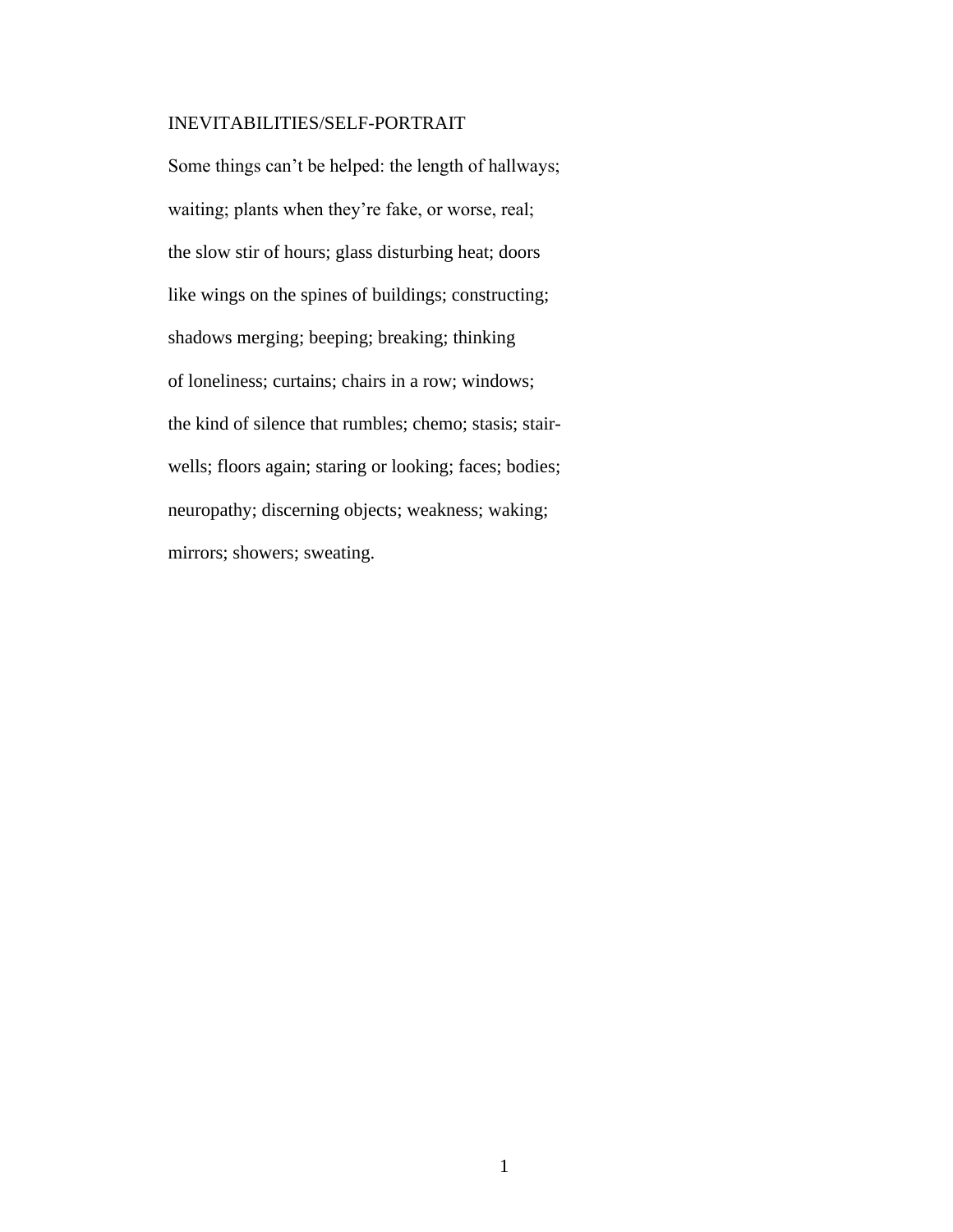## INEVITABILITIES/SELF-PORTRAIT

Some things can't be helped: the length of hallways;

waiting; plants when they're fake, or worse, real;

the slow stir of hours; glass disturbing heat; doors

like wings on the spines of buildings; constructing;

shadows merging; beeping; breaking; thinking

of loneliness; curtains; chairs in a row; windows;

the kind of silence that rumbles; chemo; stasis; stair-

wells; floors again; staring or looking; faces; bodies;

neuropathy; discerning objects; weakness; waking;

mirrors; showers; sweating.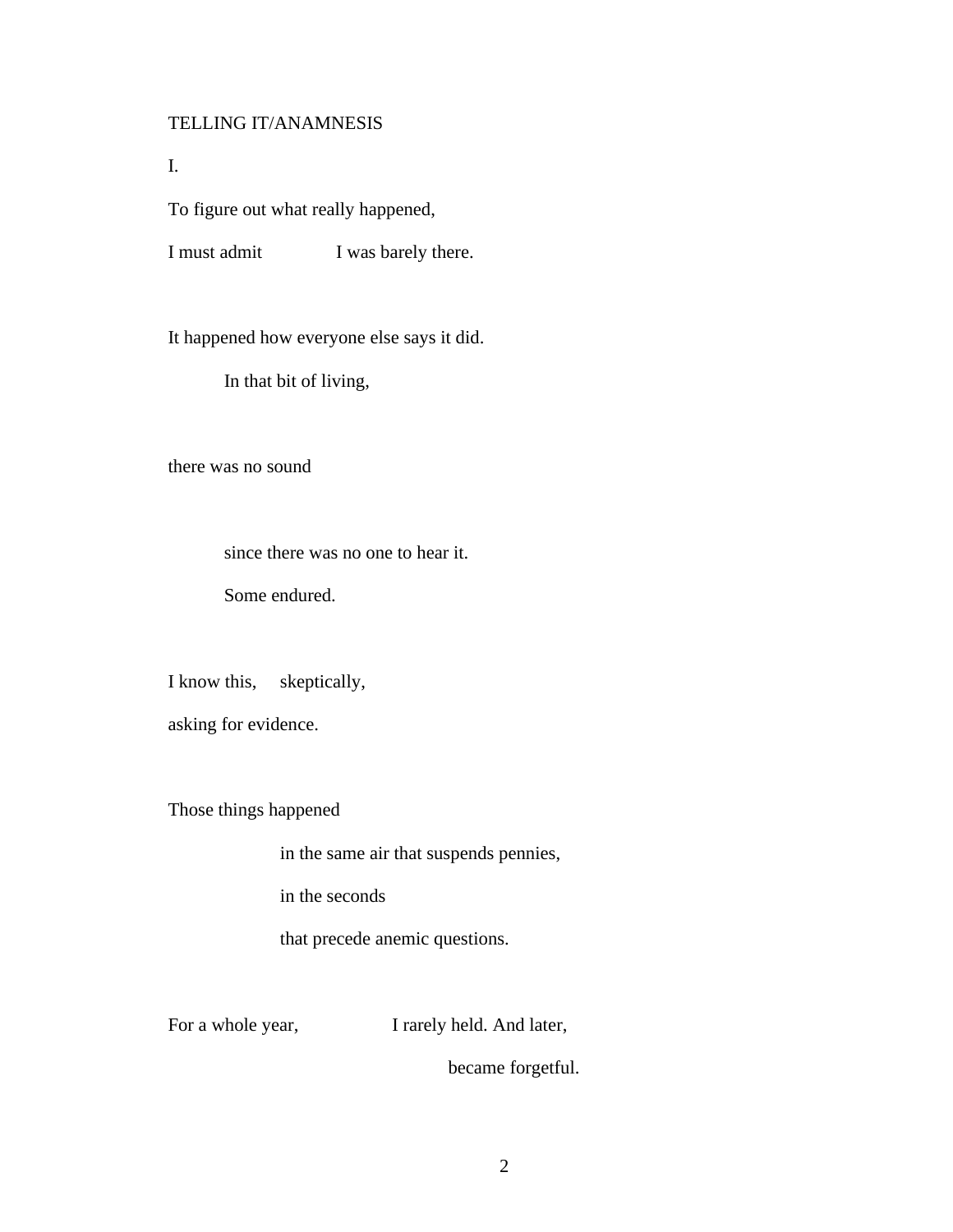TELLING IT/ANAMNESIS

I.

To figure out what really happened,

I must admit                I was barely there.

It happened how everyone else says it did.

        In that bit of living,

there was no sound

        since there was no one to hear it.

        Some endured.

I know this,     skeptically,

asking for evidence.

Those things happened

                in the same air that suspends pennies,

                in the seconds

                that precede anemic questions.

For a whole year,                I rarely held. And later,

                                became forgetful.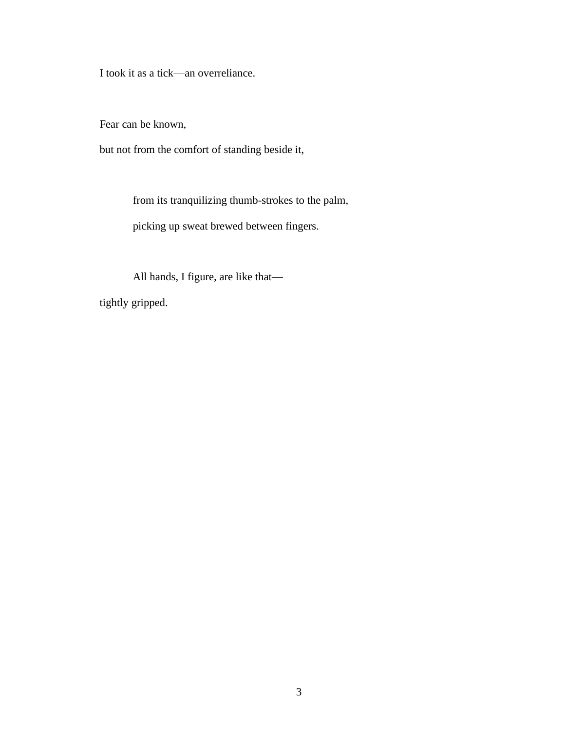I took it as a tick—an overreliance.

Fear can be known,

but not from the comfort of standing beside it,

&nbsp;&nbsp;&nbsp;&nbsp;&nbsp;&nbsp;&nbsp;&nbsp;from its tranquilizing thumb-strokes to the palm,

&nbsp;&nbsp;&nbsp;&nbsp;&nbsp;&nbsp;&nbsp;&nbsp;picking up sweat brewed between fingers.

&nbsp;&nbsp;&nbsp;&nbsp;&nbsp;&nbsp;&nbsp;&nbsp;All hands, I figure, are like that—

tightly gripped.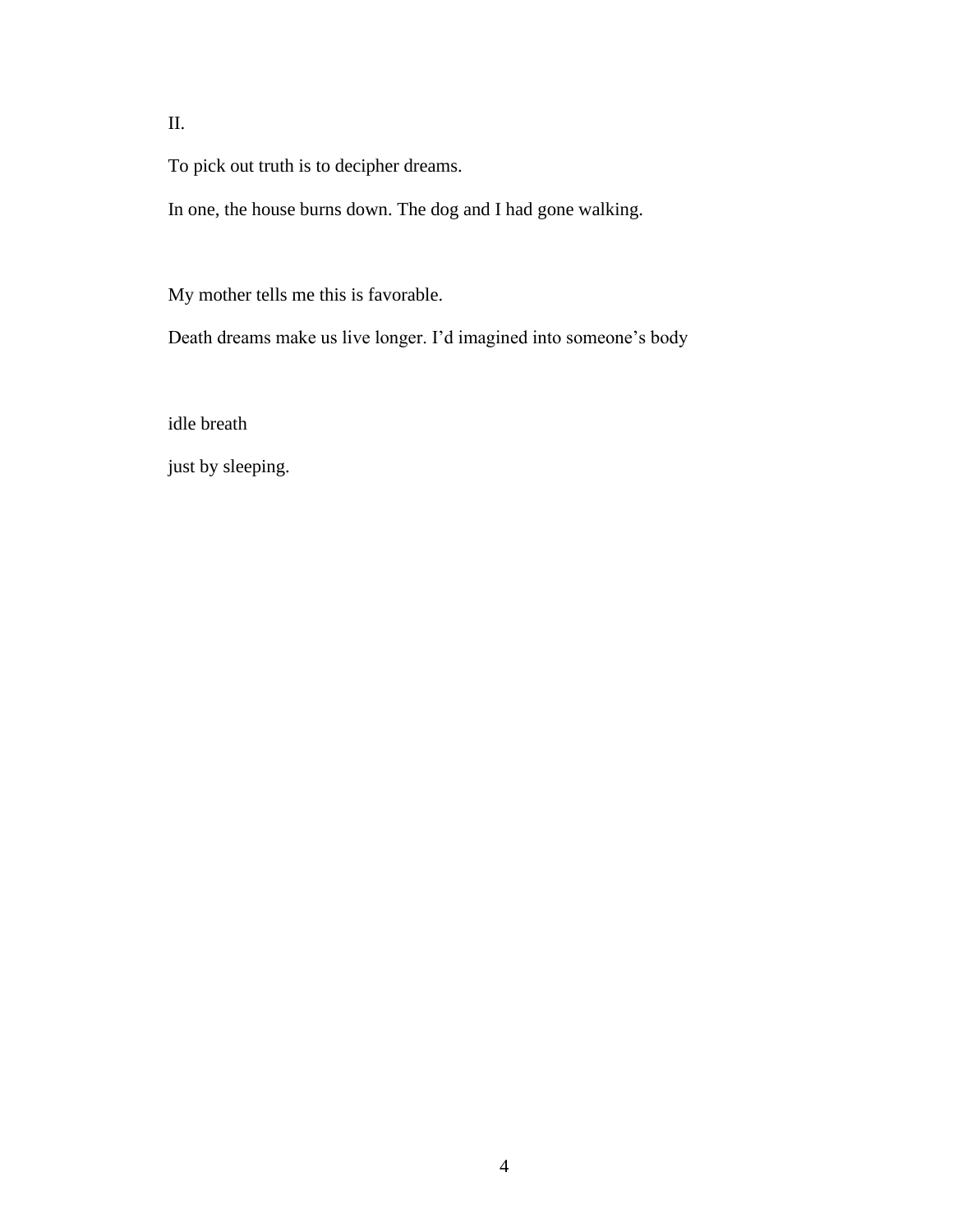II.

To pick out truth is to decipher dreams.

In one, the house burns down. The dog and I had gone walking.

My mother tells me this is favorable.

Death dreams make us live longer. I'd imagined into someone's body

idle breath

just by sleeping.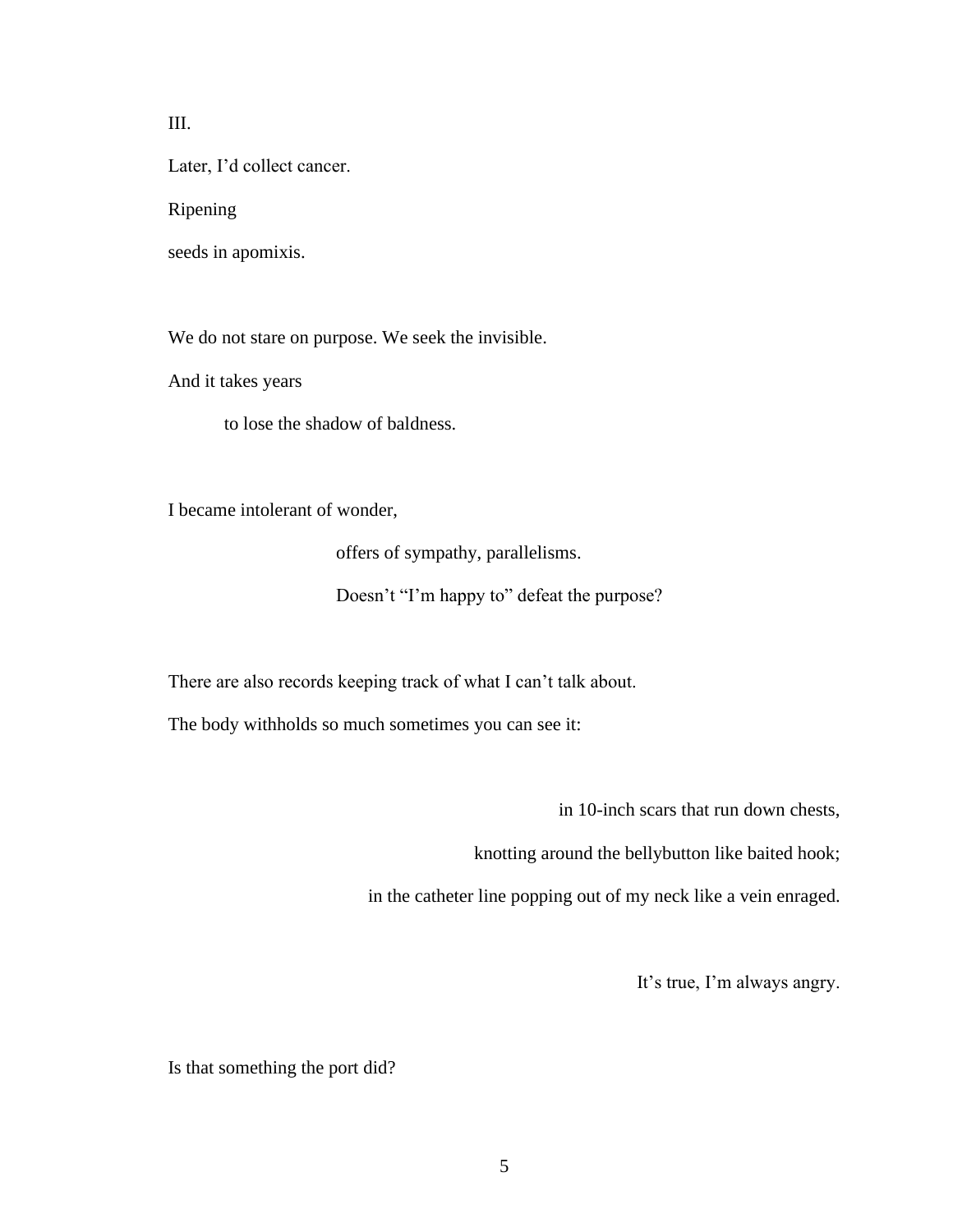III.

Later, I'd collect cancer.

Ripening

seeds in apomixis.

We do not stare on purpose. We seek the invisible.

And it takes years

to lose the shadow of baldness.

I became intolerant of wonder,

offers of sympathy, parallelisms.

Doesn't "I'm happy to" defeat the purpose?

There are also records keeping track of what I can't talk about.

The body withholds so much sometimes you can see it:

in 10-inch scars that run down chests,

knotting around the bellybutton like baited hook;

in the catheter line popping out of my neck like a vein enraged.

It's true, I'm always angry.

Is that something the port did?